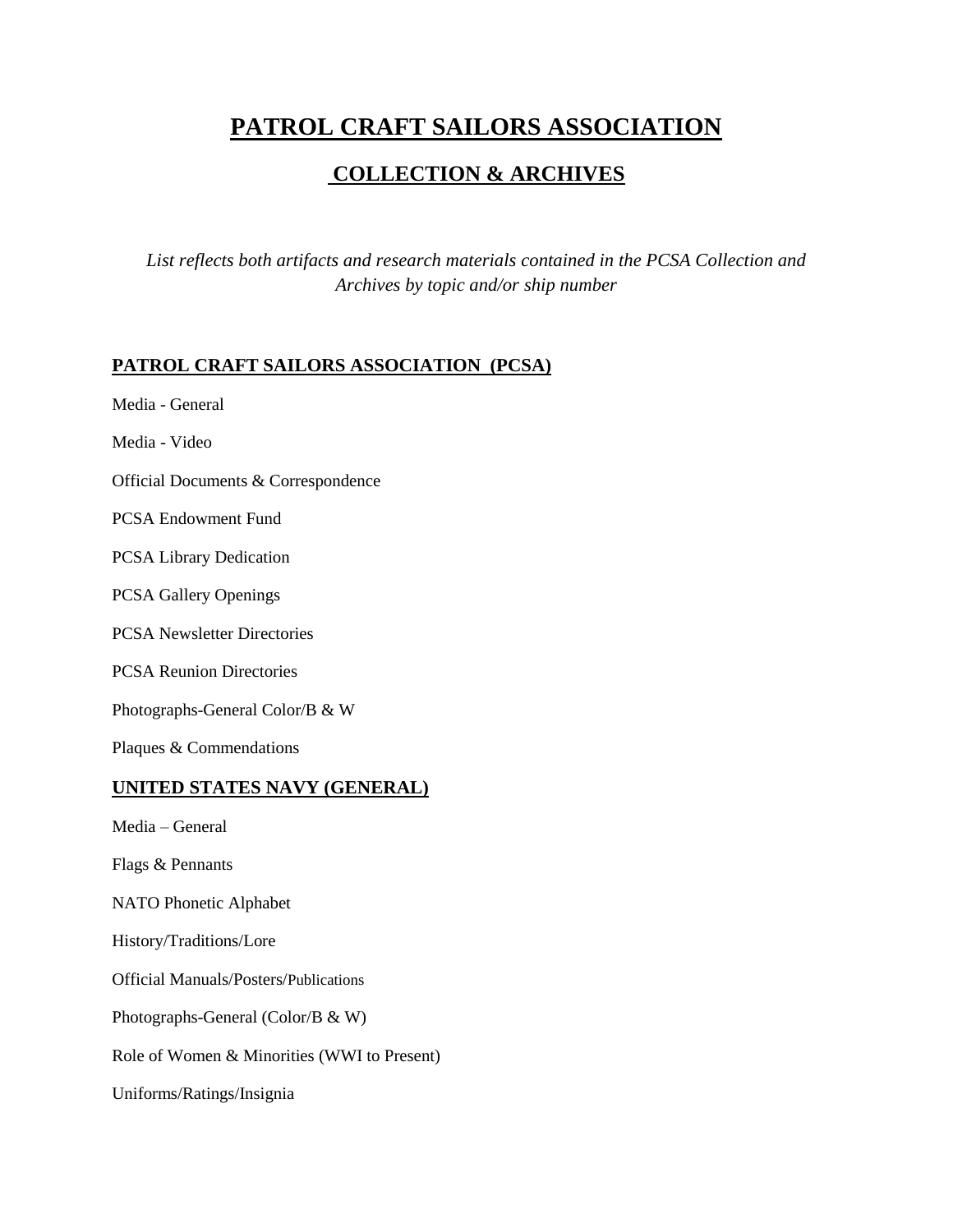# PATROL CRAFT SAILORS ASSOCIATION

## COLLECTION & ARCHIVES

*List reflects both artifacts and research materials contained in the PCSA Collection and Archives by topic and/or ship number*

### PATROL CRAFT SAILORS ASSOCIATION (PCSA)

Media - General

Media - Video

Official Documents & Correspondence

PCSA Endowment Fund

PCSA Library Dedication

PCSA Gallery Openings

PCSA Newsletter Directories

PCSA Reunion Directories

Photographs-General Color/B & W

Plaques & Commendations

### UNITED STATES NAVY (GENERAL)

Media – General

Flags & Pennants

NATO Phonetic Alphabet

History/Traditions/Lore

Official Manuals/Posters/Publications

Photographs-General (Color/B & W)

Role of Women & Minorities (WWI to Present)

Uniforms/Ratings/Insignia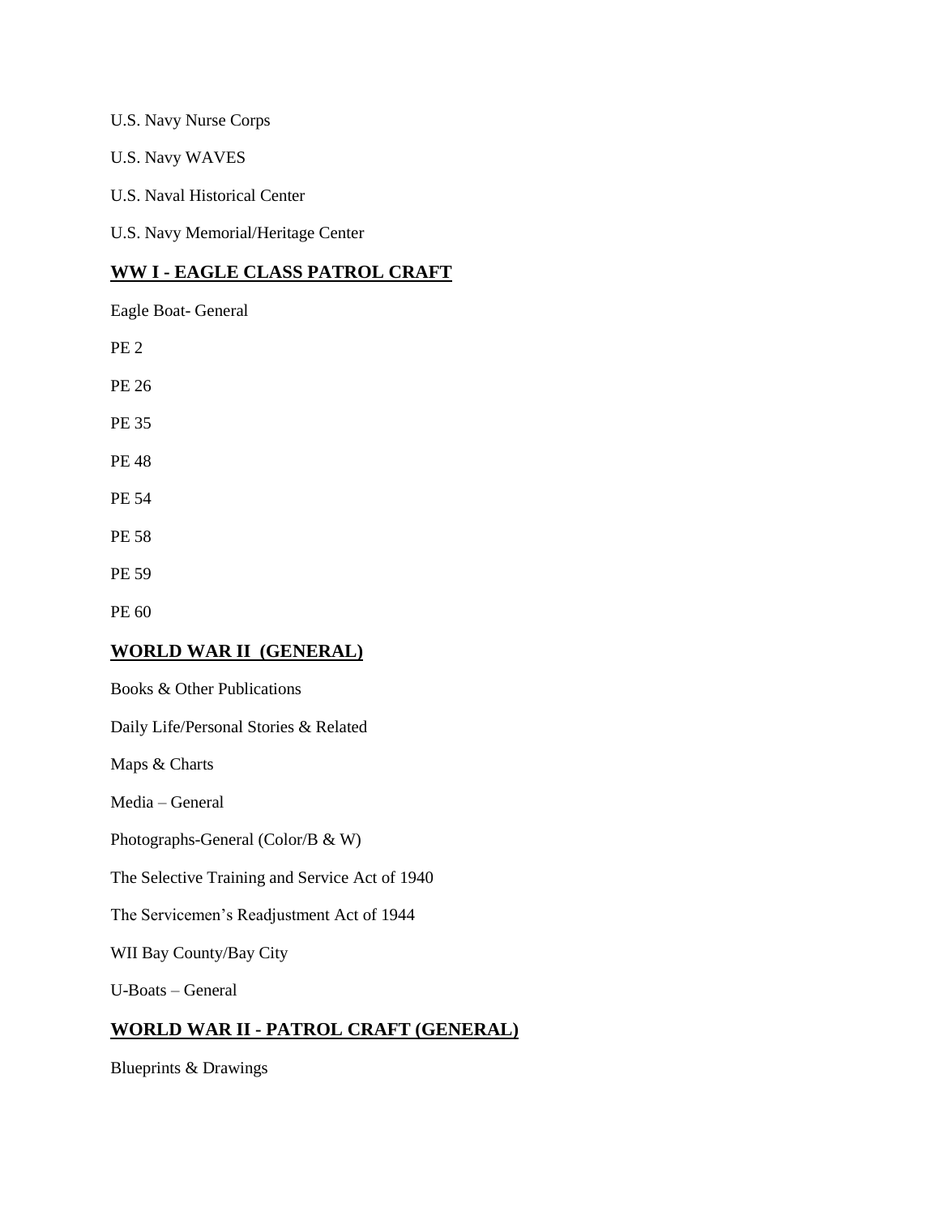U.S. Navy Nurse Corps

U.S. Navy WAVES

U.S. Naval Historical Center

U.S. Navy Memorial/Heritage Center

## **WW I - EAGLE CLASS PATROL CRAFT**

Eagle Boat- General

PE 2

PE 26

PE 35

PE 48

PE 54

PE 58

PE 59

PE 60

## **WORLD WAR II (GENERAL)**

Books & Other Publications

Daily Life/Personal Stories & Related

Maps & Charts

Media – General

Photographs-General (Color/B & W)

The Selective Training and Service Act of 1940

The Servicemen's Readjustment Act of 1944

WII Bay County/Bay City

U-Boats – General

## **WORLD WAR II - PATROL CRAFT (GENERAL)**

Blueprints & Drawings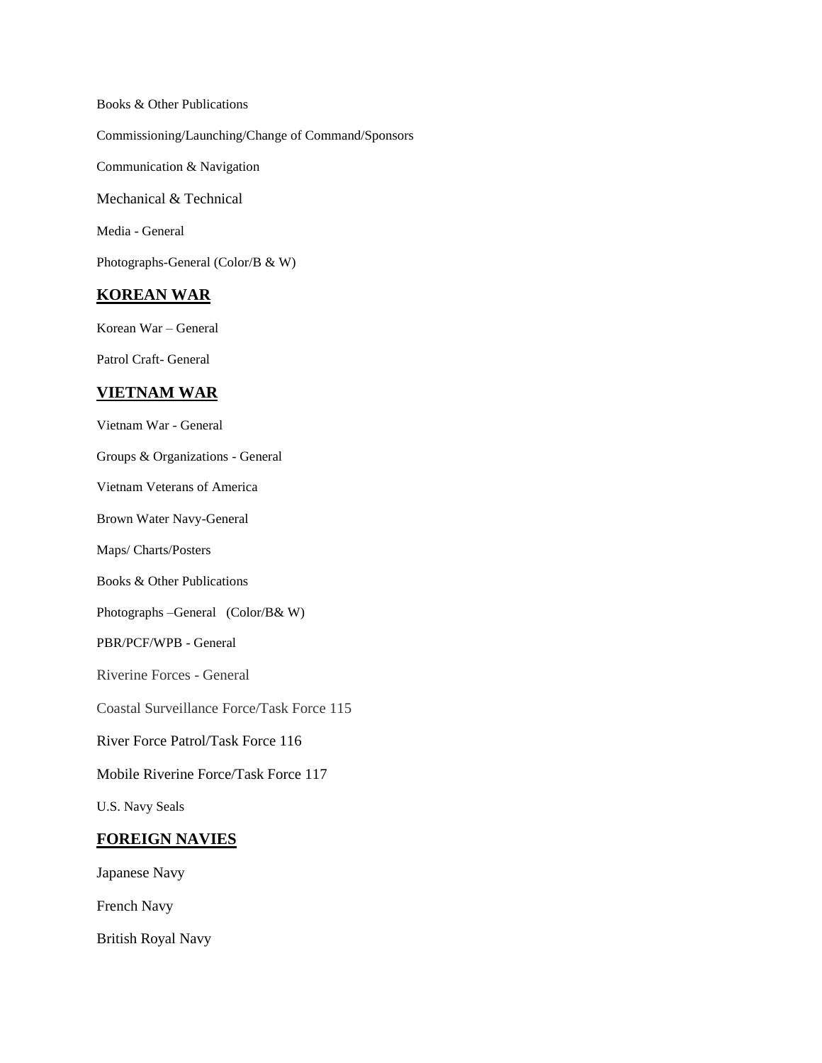Books & Other Publications

Commissioning/Launching/Change of Command/Sponsors

Communication & Navigation

Mechanical & Technical

Media - General

Photographs-General (Color/B & W)

## KOREAN WAR

Korean War – General

Patrol Craft- General

## VIETNAM WAR

Vietnam War - General

Groups & Organizations - General

Vietnam Veterans of America

Brown Water Navy-General

Maps/ Charts/Posters

Books & Other Publications

Photographs –General (Color/B& W)

PBR/PCF/WPB - General

Riverine Forces - General

Coastal Surveillance Force/Task Force 115

River Force Patrol/Task Force 116

Mobile Riverine Force/Task Force 117

U.S. Navy Seals

## FOREIGN NAVIES

Japanese Navy

French Navy

British Royal Navy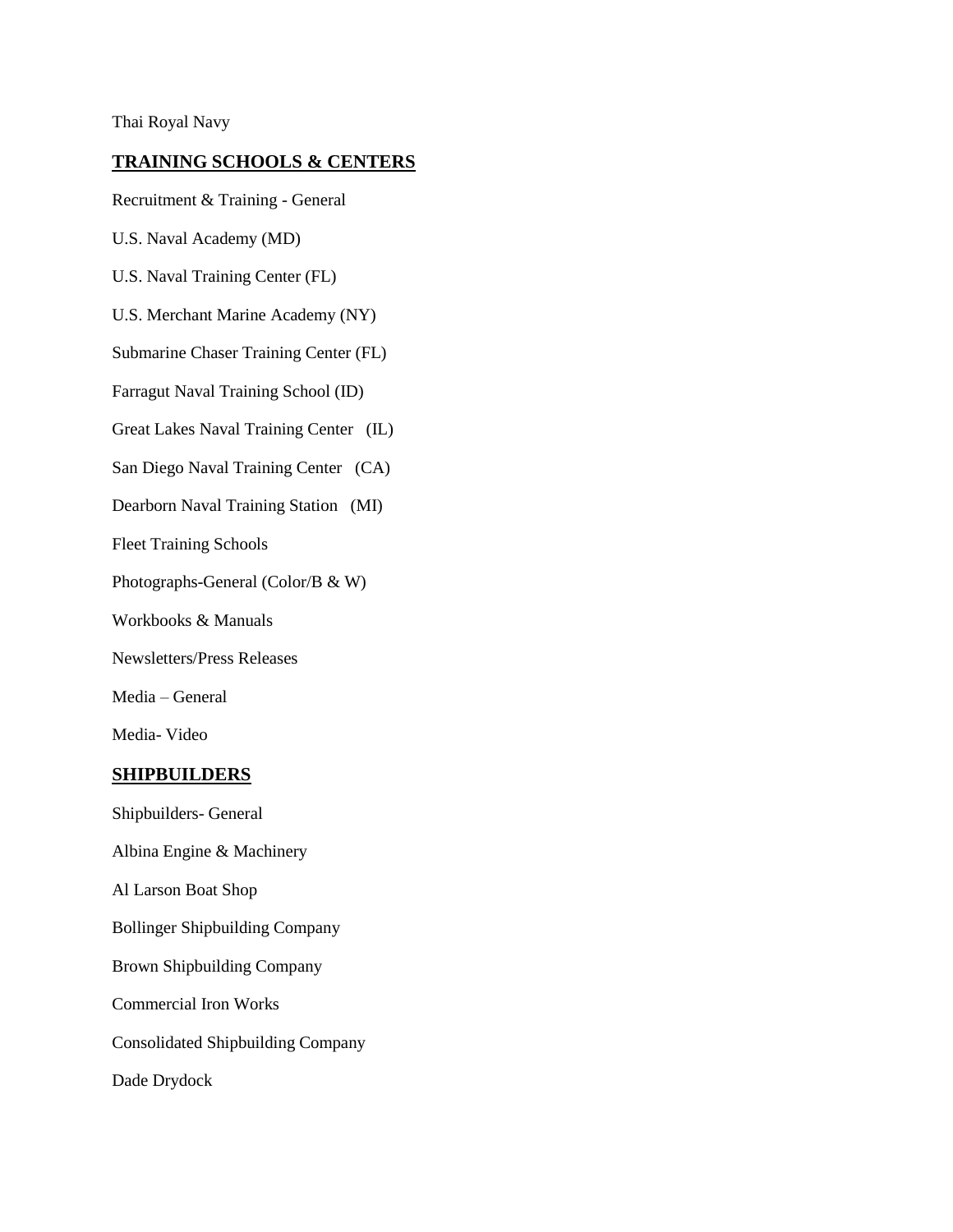Thai Royal Navy

## TRAINING SCHOOLS & CENTERS

Recruitment & Training - General

U.S. Naval Academy (MD)

U.S. Naval Training Center (FL)

U.S. Merchant Marine Academy (NY)

Submarine Chaser Training Center (FL)

Farragut Naval Training School (ID)

Great Lakes Naval Training Center (IL)

San Diego Naval Training Center (CA)

Dearborn Naval Training Station (MI)

Fleet Training Schools

Photographs-General (Color/B & W)

Workbooks & Manuals

Newsletters/Press Releases

Media – General

Media- Video

## SHIPBUILDERS

Shipbuilders- General

Albina Engine & Machinery

Al Larson Boat Shop

Bollinger Shipbuilding Company

Brown Shipbuilding Company

Commercial Iron Works

Consolidated Shipbuilding Company

Dade Drydock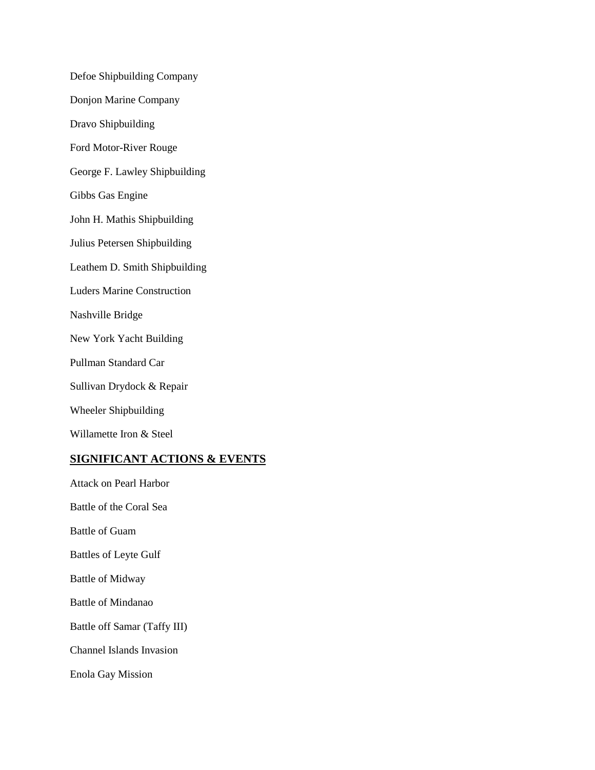Defoe Shipbuilding Company

Donjon Marine Company

Dravo Shipbuilding

Ford Motor-River Rouge

George F. Lawley Shipbuilding

Gibbs Gas Engine

John H. Mathis Shipbuilding

Julius Petersen Shipbuilding

Leathem D. Smith Shipbuilding

Luders Marine Construction

Nashville Bridge

New York Yacht Building

Pullman Standard Car

Sullivan Drydock & Repair

Wheeler Shipbuilding

Willamette Iron & Steel

## SIGNIFICANT ACTIONS & EVENTS

Attack on Pearl Harbor

Battle of the Coral Sea

Battle of Guam

Battles of Leyte Gulf

Battle of Midway

Battle of Mindanao

Battle off Samar (Taffy III)

Channel Islands Invasion

Enola Gay Mission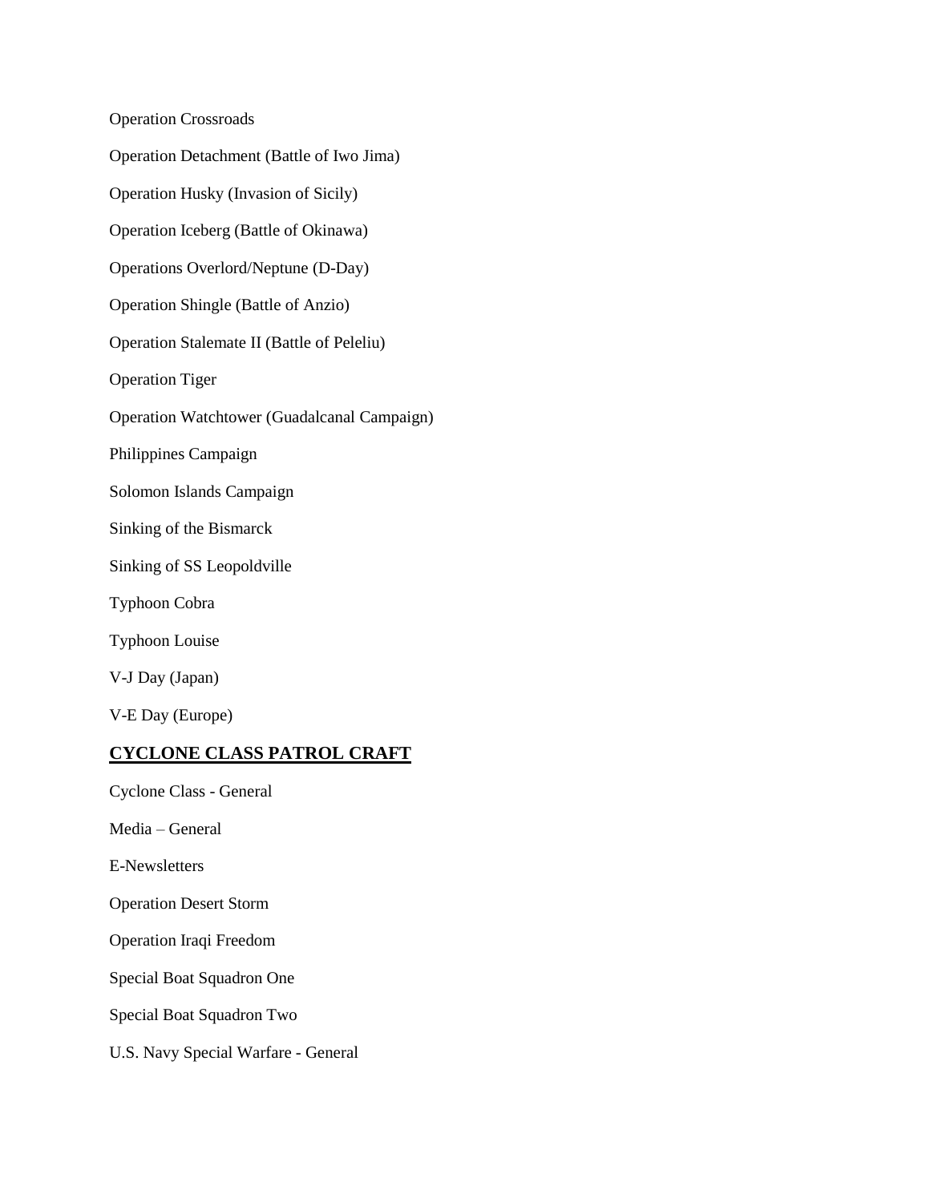Operation Crossroads

Operation Detachment (Battle of Iwo Jima)

Operation Husky (Invasion of Sicily)

Operation Iceberg (Battle of Okinawa)

Operations Overlord/Neptune (D-Day)

Operation Shingle (Battle of Anzio)

Operation Stalemate II (Battle of Peleliu)

Operation Tiger

Operation Watchtower (Guadalcanal Campaign)

Philippines Campaign

Solomon Islands Campaign

Sinking of the Bismarck

Sinking of SS Leopoldville

Typhoon Cobra

Typhoon Louise

V-J Day (Japan)

V-E Day (Europe)

## **CYCLONE CLASS PATROL CRAFT**

Cyclone Class - General

Media – General

E-Newsletters

Operation Desert Storm

Operation Iraqi Freedom

Special Boat Squadron One

Special Boat Squadron Two

U.S. Navy Special Warfare - General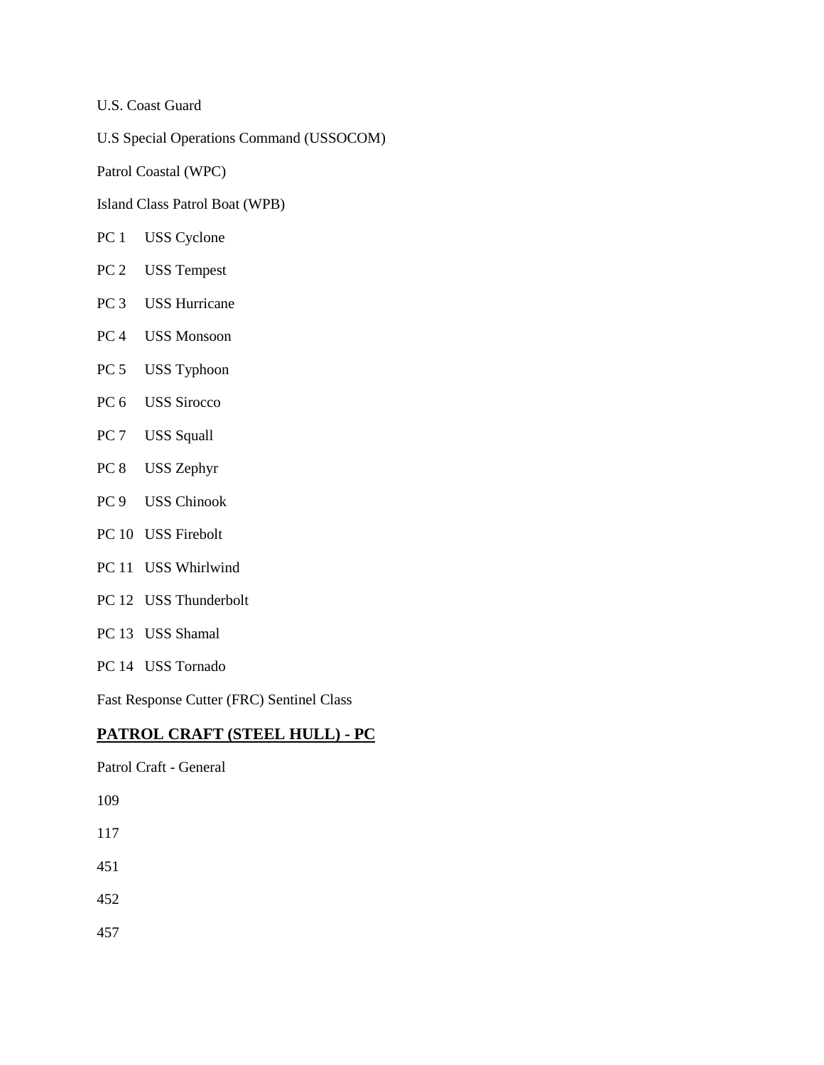U.S. Coast Guard

U.S Special Operations Command (USSOCOM)

Patrol Coastal (WPC)

Island Class Patrol Boat (WPB)

PC 1 USS Cyclone

PC 2 USS Tempest

PC 3 USS Hurricane

PC 4 USS Monsoon

PC 5 USS Typhoon

PC 6 USS Sirocco

PC 7 USS Squall

PC 8 USS Zephyr

PC 9 USS Chinook

PC 10 USS Firebolt

PC 11 USS Whirlwind

PC 12 USS Thunderbolt

PC 13 USS Shamal

PC 14 USS Tornado

Fast Response Cutter (FRC) Sentinel Class

**PATROL CRAFT (STEEL HULL) - PC**

Patrol Craft - General

109

117

451

452

457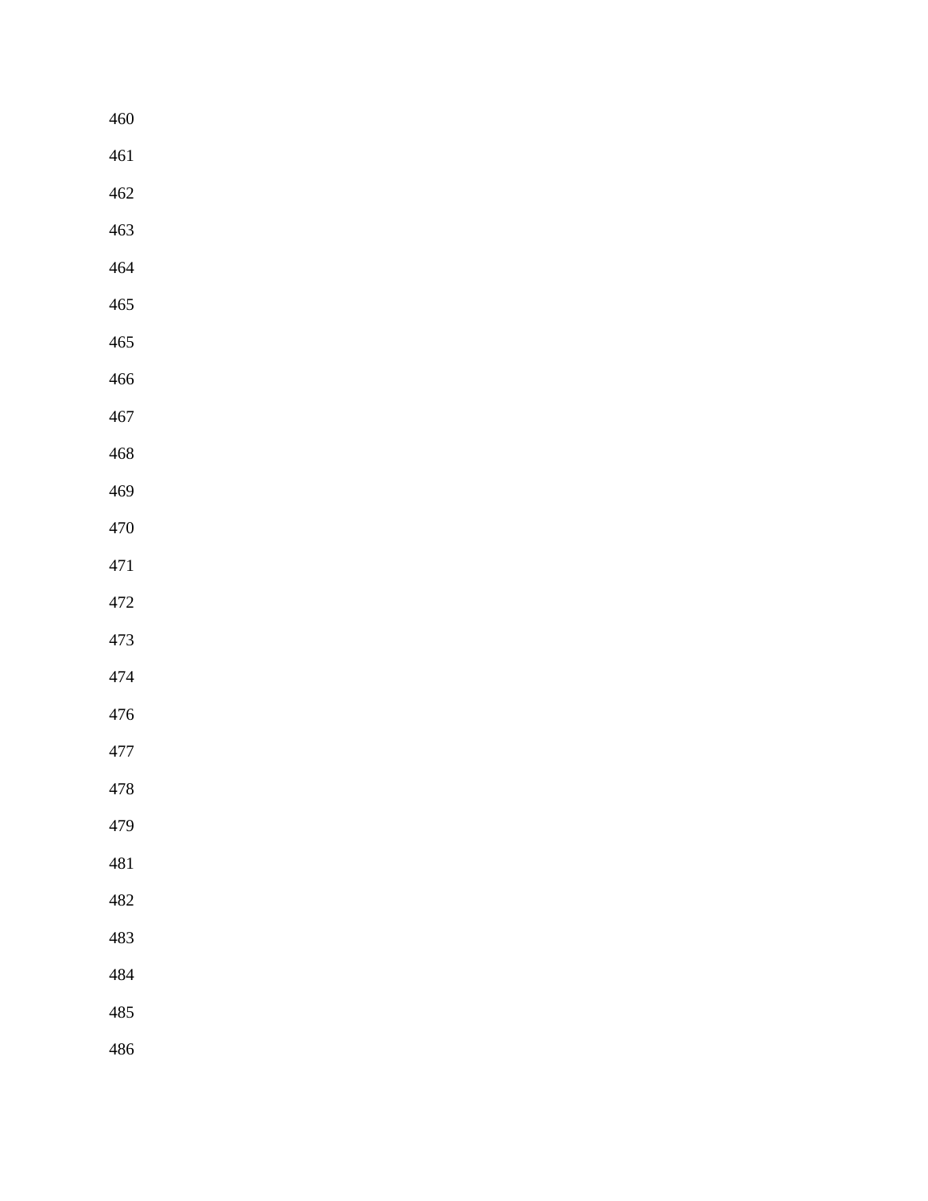460

461

462

463

464

465

465

466

467

468

469

470

471

472

473

474

476

477

478

479

481

482

483

484

485

486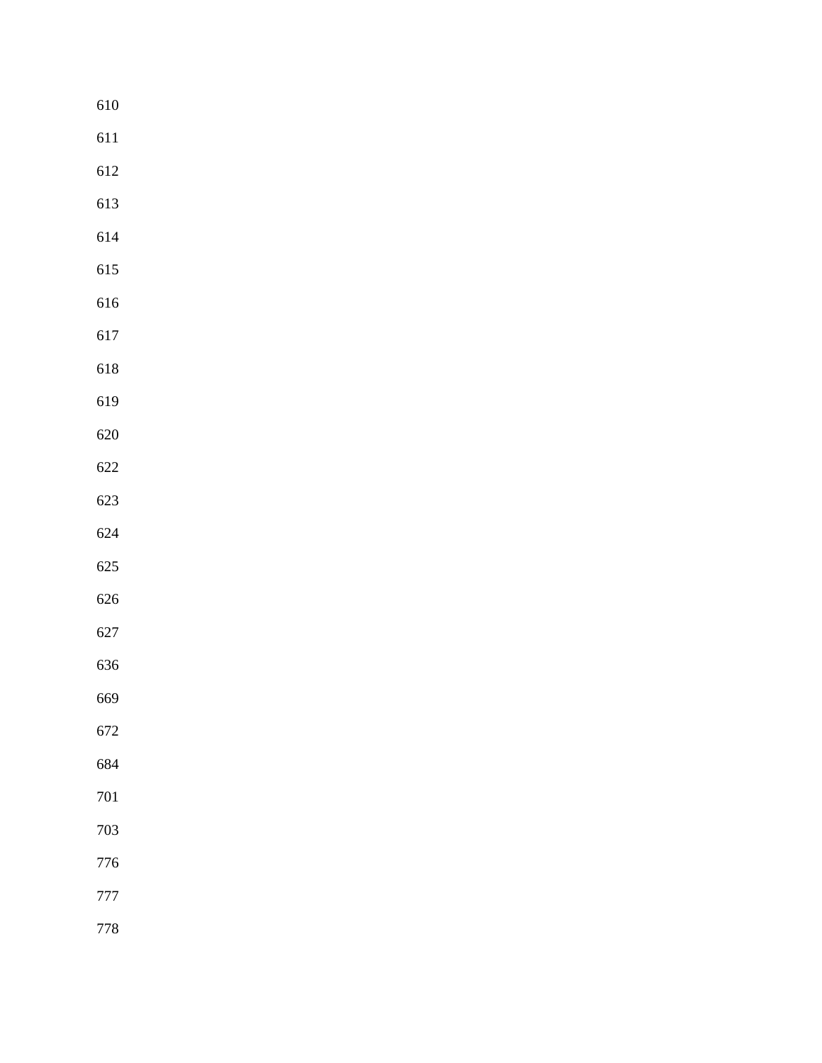610

611

612

613

614

615

616

617

618

619

620

622

623

624

625

626

627

636

669

672

684

701

703

776

777

778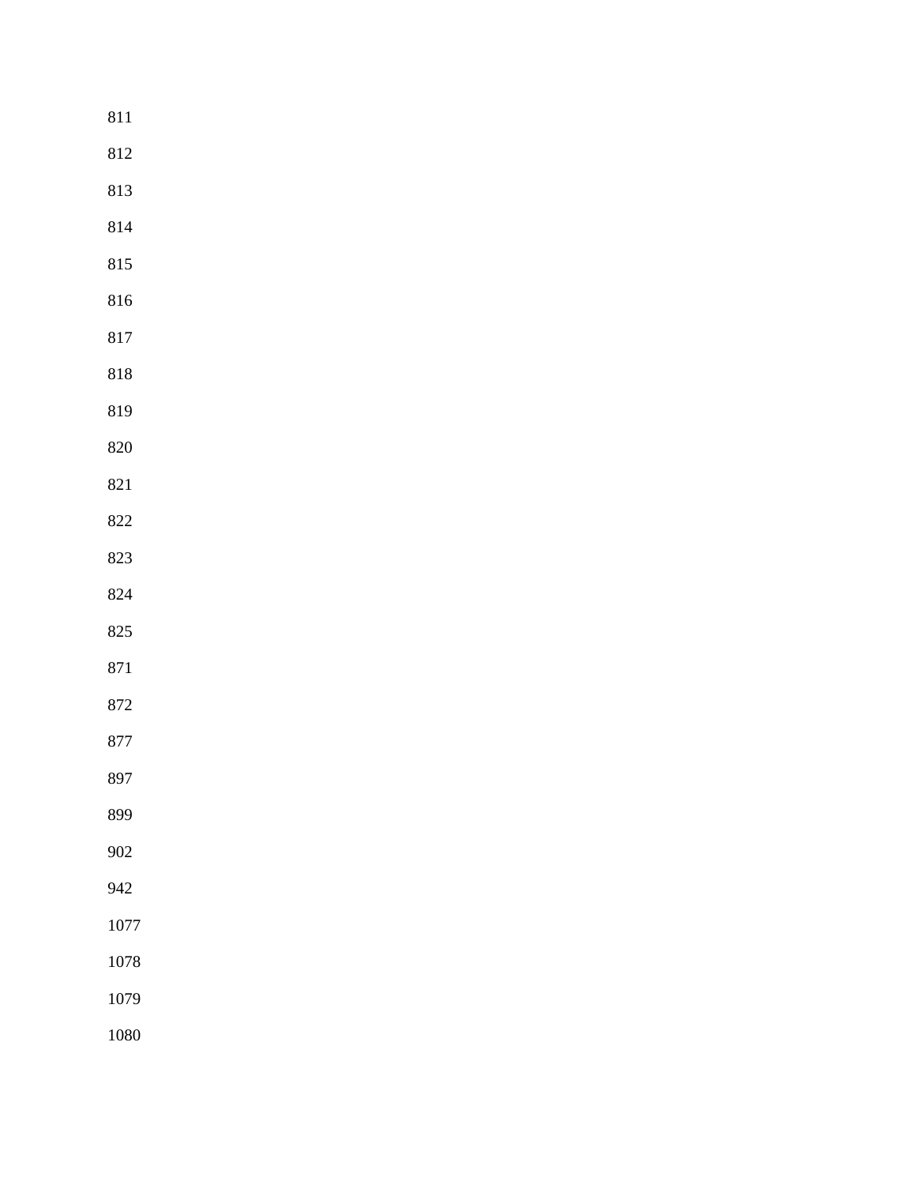811

812

813

814

815

816

817

818

819

820

821

822

823

824

825

871

872

877

897

899

902

942

1077

1078

1079

1080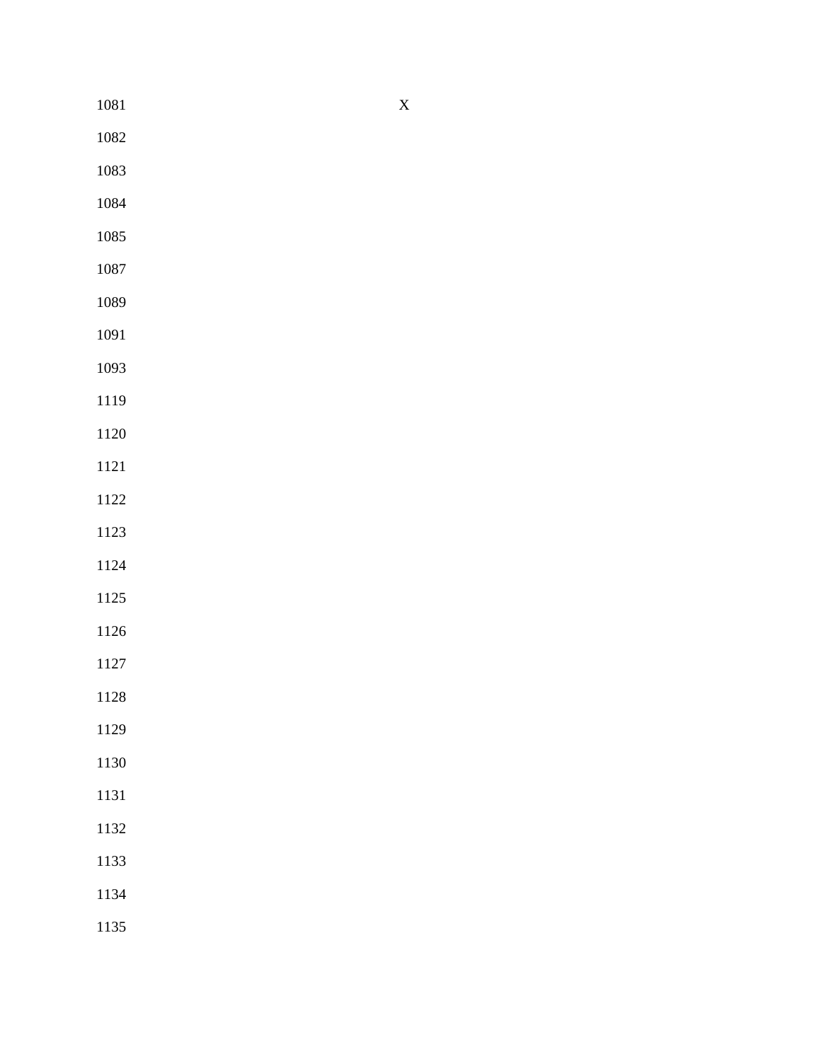1081 X

1082

1083

1084

1085

1087

1089

1091

1093

1119

1120

1121

1122

1123

1124

1125

1126

1127

1128

1129

1130

1131

1132

1133

1134

1135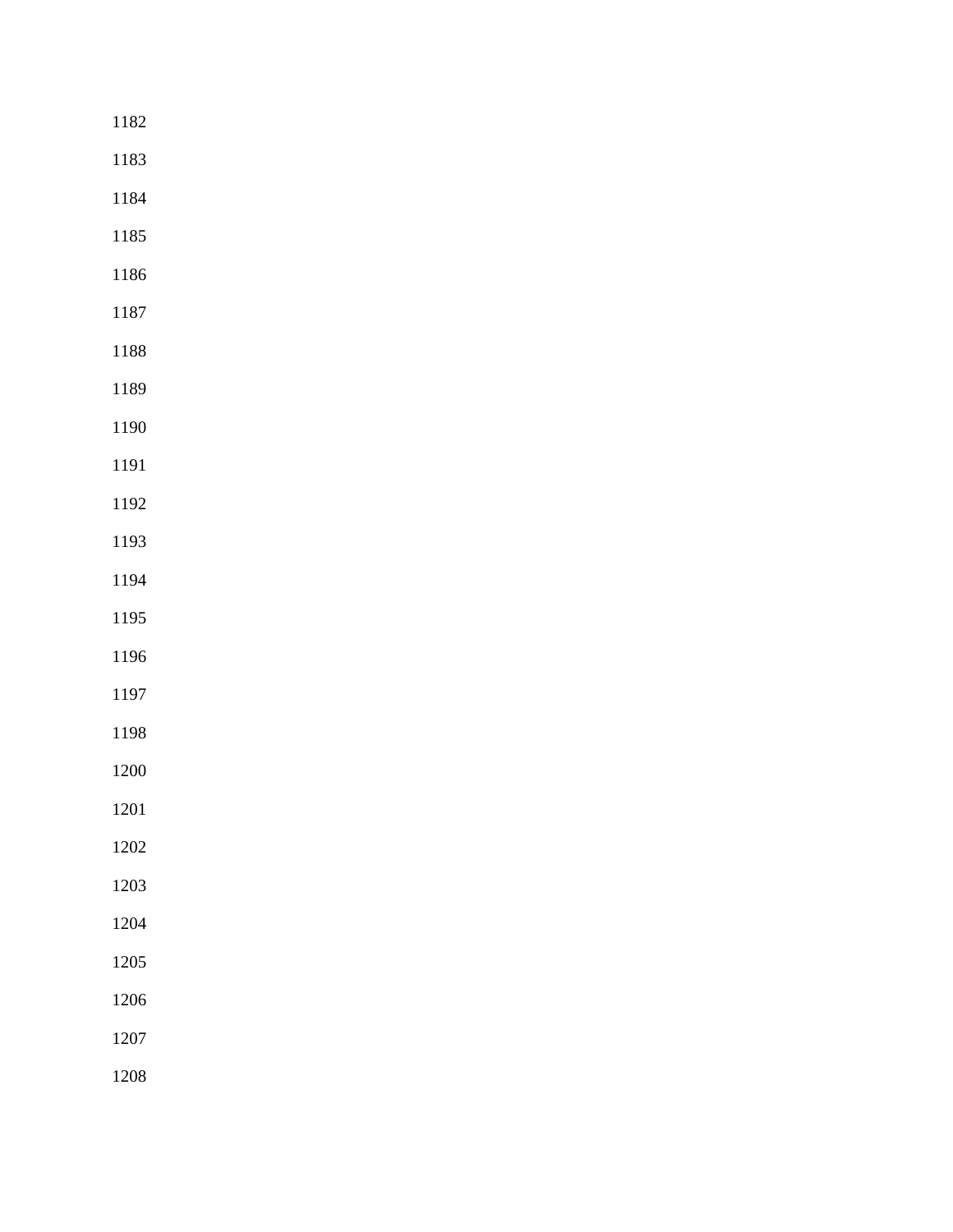1182

1183

1184

1185

1186

1187

1188

1189

1190

1191

1192

1193

1194

1195

1196

1197

1198

1200

1201

1202

1203

1204

1205

1206

1207

1208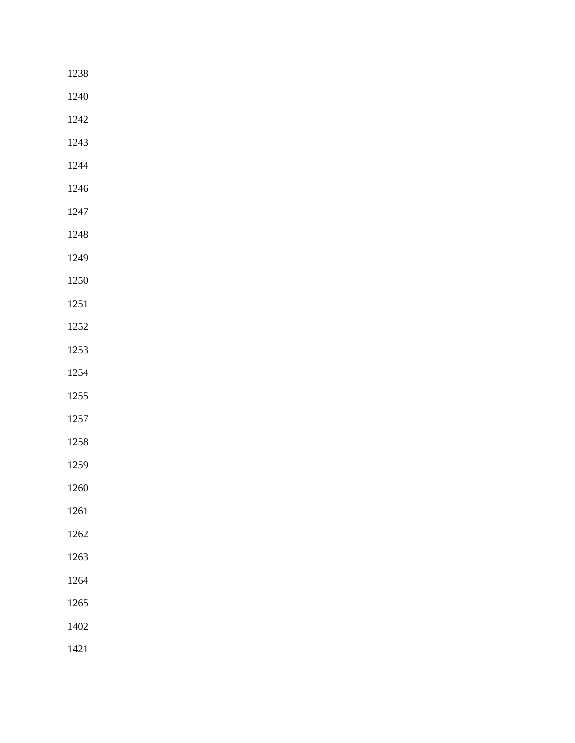1238

1240

1242

1243

1244

1246

1247

1248

1249

1250

1251

1252

1253

1254

1255

1257

1258

1259

1260

1261

1262

1263

1264

1265

1402

1421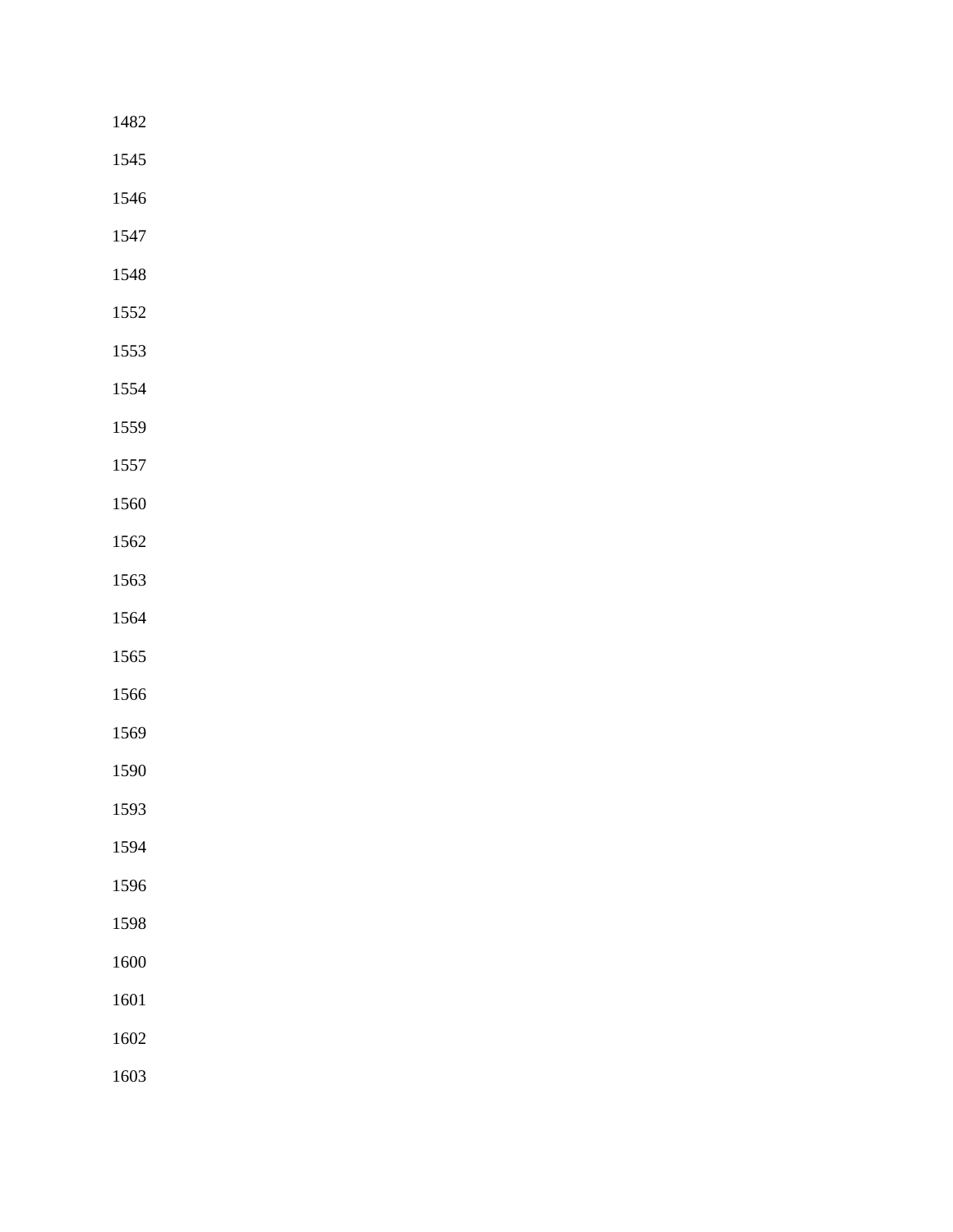1482

1545

1546

1547

1548

1552

1553

1554

1559

1557

1560

1562

1563

1564

1565

1566

1569

1590

1593

1594

1596

1598

1600

1601

1602

1603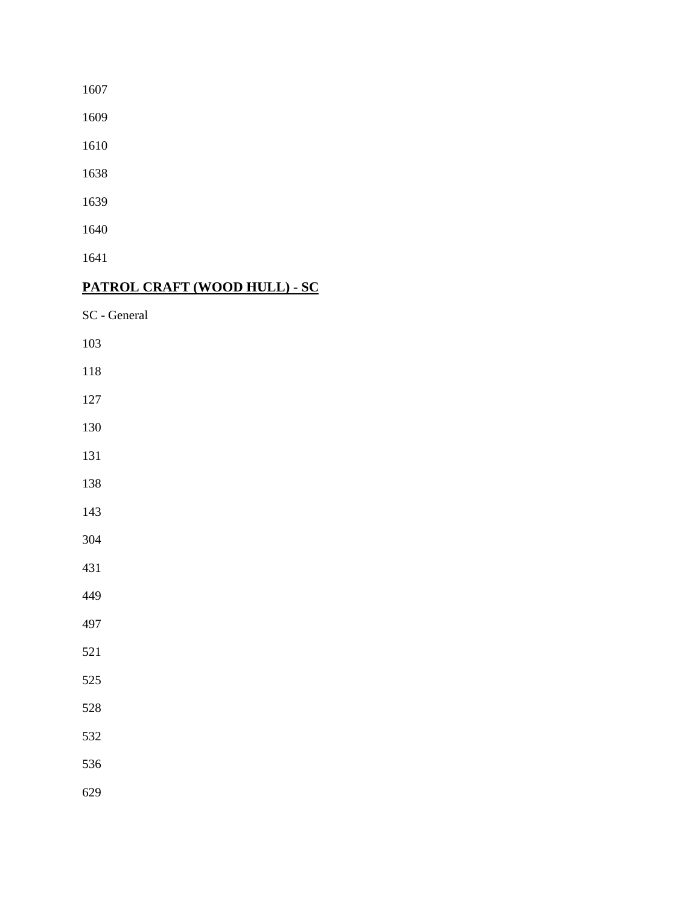1607

1609

1610

1638

1639

1640

1641

## **PATROL CRAFT (WOOD HULL) - SC**

SC - General

103

118

127

130

131

138

143

304

431

449

497

521

525

528

532

536

629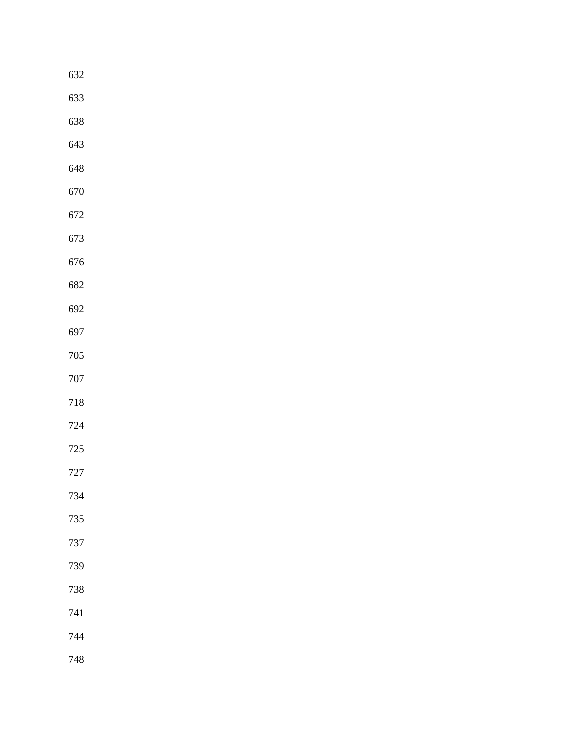632

633

638

643

648

670

672

673

676

682

692

697

705

707

718

724

725

727

734

735

737

739

738

741

744

748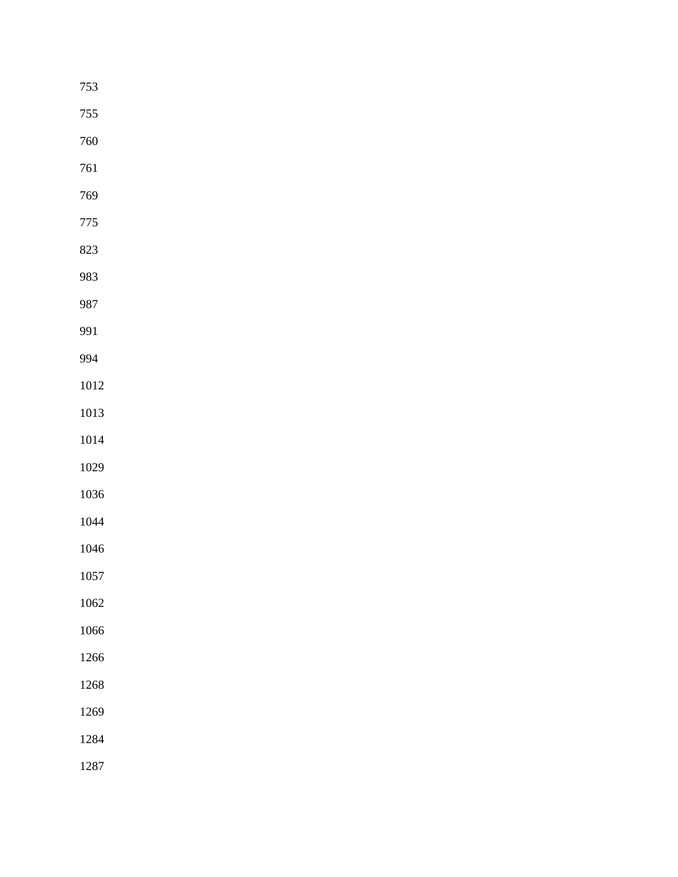753

755

760

761

769

775

823

983

987

991

994

1012

1013

1014

1029

1036

1044

1046

1057

1062

1066

1266

1268

1269

1284

1287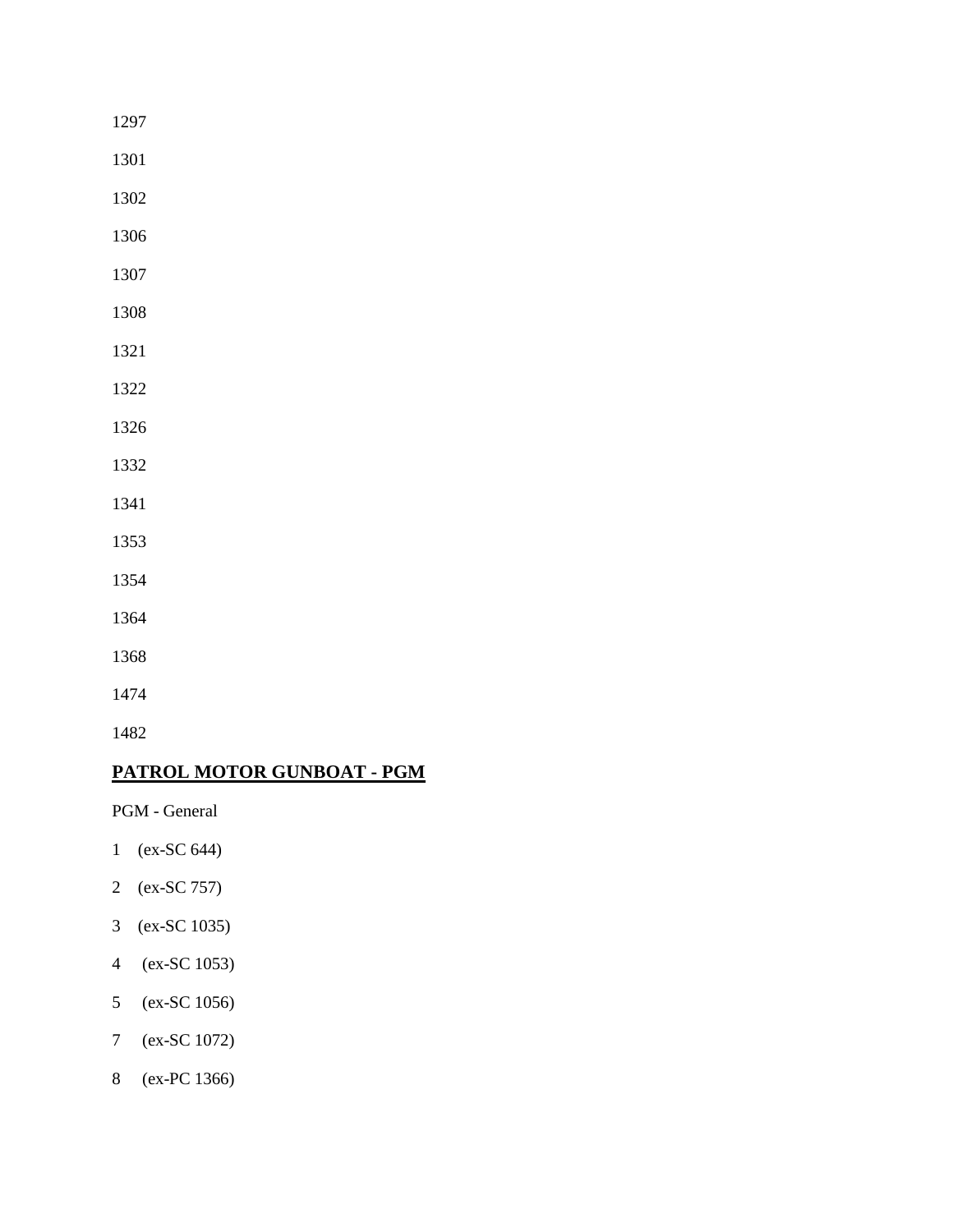1297

1301

1302

1306

1307

1308

1321

1322

1326

1332

1341

1353

1354

1364

1368

1474

1482

## **PATROL MOTOR GUNBOAT - PGM**

PGM - General

1 (ex-SC 644)

2 (ex-SC 757)

3 (ex-SC 1035)

4 (ex-SC 1053)

5 (ex-SC 1056)

7 (ex-SC 1072)

8 (ex-PC 1366)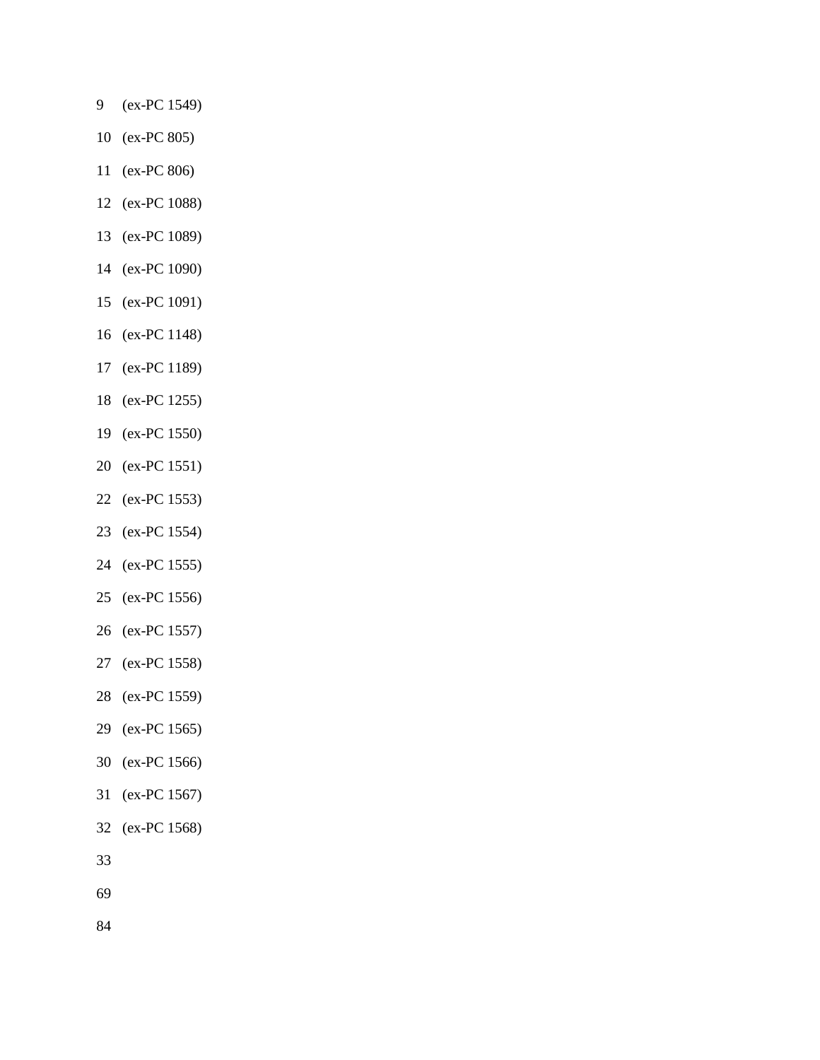9 (ex-PC 1549)

10 (ex-PC 805)

11 (ex-PC 806)

12 (ex-PC 1088)

13 (ex-PC 1089)

14 (ex-PC 1090)

15 (ex-PC 1091)

16 (ex-PC 1148)

17 (ex-PC 1189)

18 (ex-PC 1255)

19 (ex-PC 1550)

20 (ex-PC 1551)

22 (ex-PC 1553)

23 (ex-PC 1554)

24 (ex-PC 1555)

25 (ex-PC 1556)

26 (ex-PC 1557)

27 (ex-PC 1558)

28 (ex-PC 1559)

29 (ex-PC 1565)

30 (ex-PC 1566)

31 (ex-PC 1567)

32 (ex-PC 1568)

33

69

84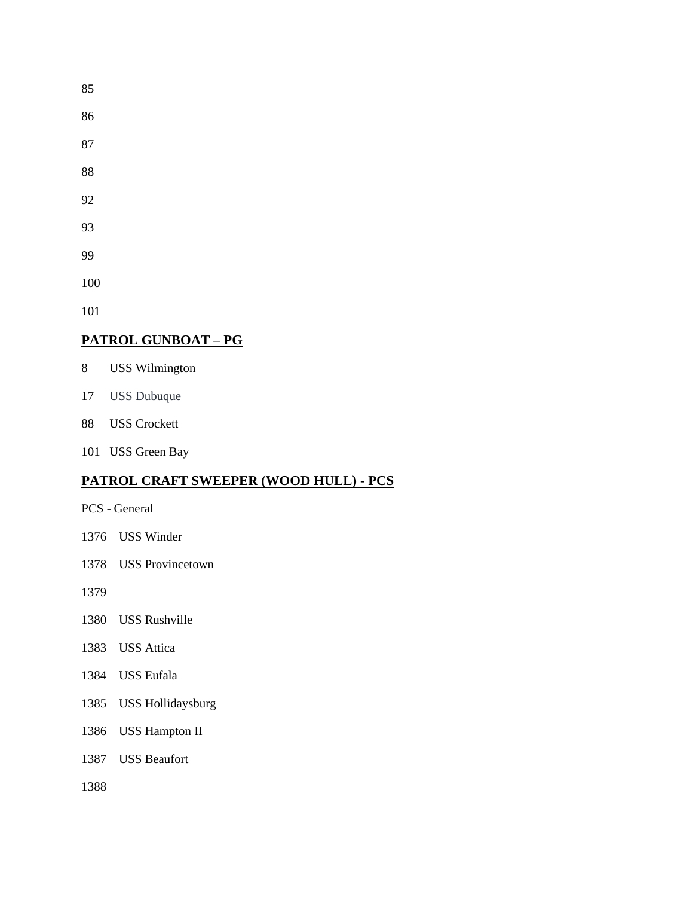85

86

87

88

92

93

99

100

101

## PATROL GUNBOAT – PG

8 USS Wilmington

17 USS Dubuque

88 USS Crockett

101 USS Green Bay

## PATROL CRAFT SWEEPER (WOOD HULL) - PCS

PCS - General

1376 USS Winder

1378 USS Provincetown

1379

1380 USS Rushville

1383 USS Attica

1384 USS Eufala

1385 USS Hollidaysburg

1386 USS Hampton II

1387 USS Beaufort

1388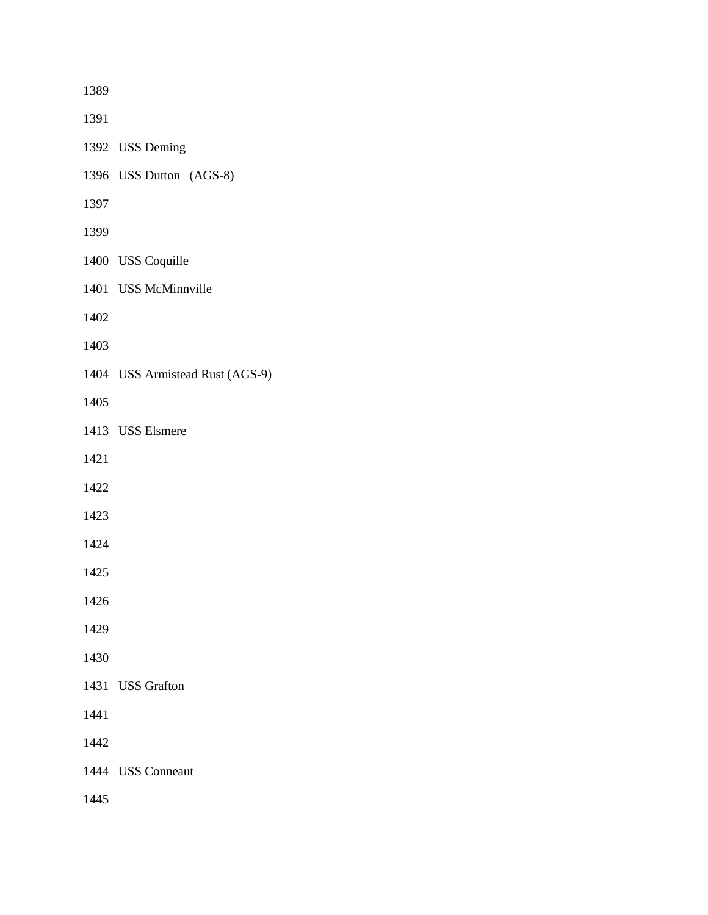1389

1391

1392 USS Deming

1396 USS Dutton (AGS-8)

1397

1399

1400 USS Coquille

1401 USS McMinnville

1402

1403

1404 USS Armistead Rust (AGS-9)

1405

1413 USS Elsmere

1421

1422

1423

1424

1425

1426

1429

1430

1431 USS Grafton

1441

1442

1444 USS Conneaut

1445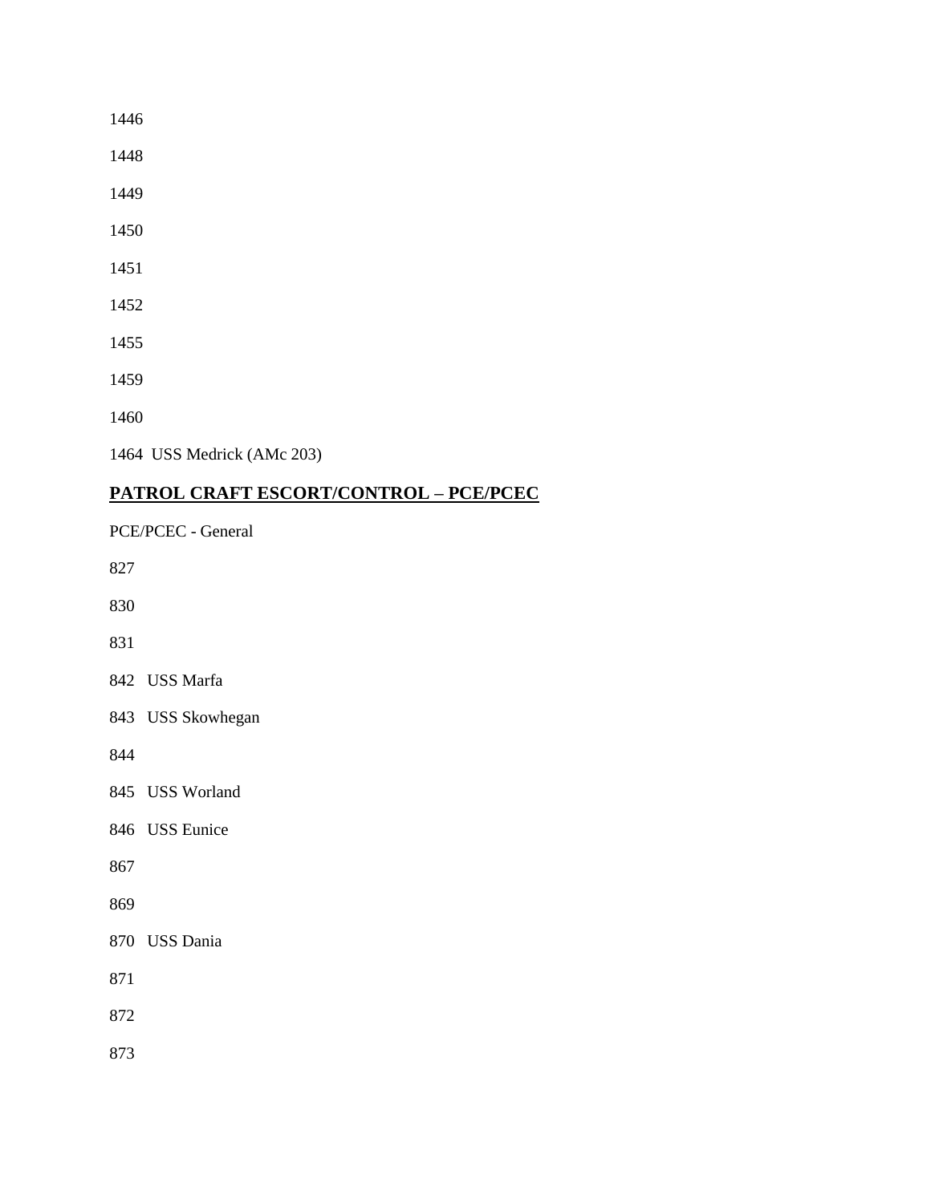1446

1448

1449

1450

1451

1452

1455

1459

1460

1464 USS Medrick (AMc 203)

## PATROL CRAFT ESCORT/CONTROL – PCE/PCEC

PCE/PCEC - General

827

830

831

842 USS Marfa

843 USS Skowhegan

844

845 USS Worland

846 USS Eunice

867

869

870 USS Dania

871

872

873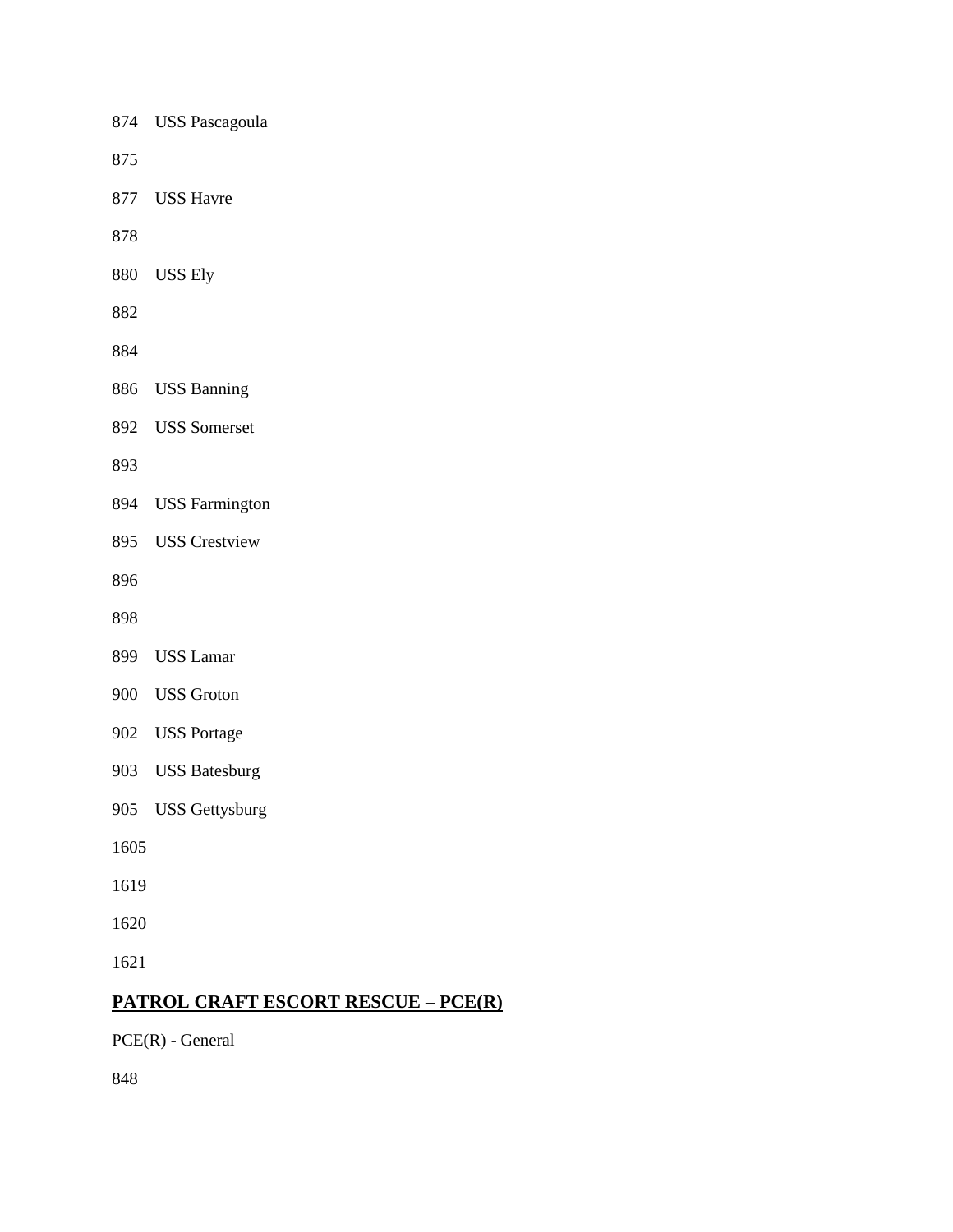874 USS Pascagoula

875

877 USS Havre

878

880 USS Ely

882

884

886 USS Banning

892 USS Somerset

893

894 USS Farmington

895 USS Crestview

896

898

899 USS Lamar

900 USS Groton

902 USS Portage

903 USS Batesburg

905 USS Gettysburg

1605

1619

1620

1621

**PATROL CRAFT ESCORT RESCUE – PCE(R)**

PCE(R) - General

848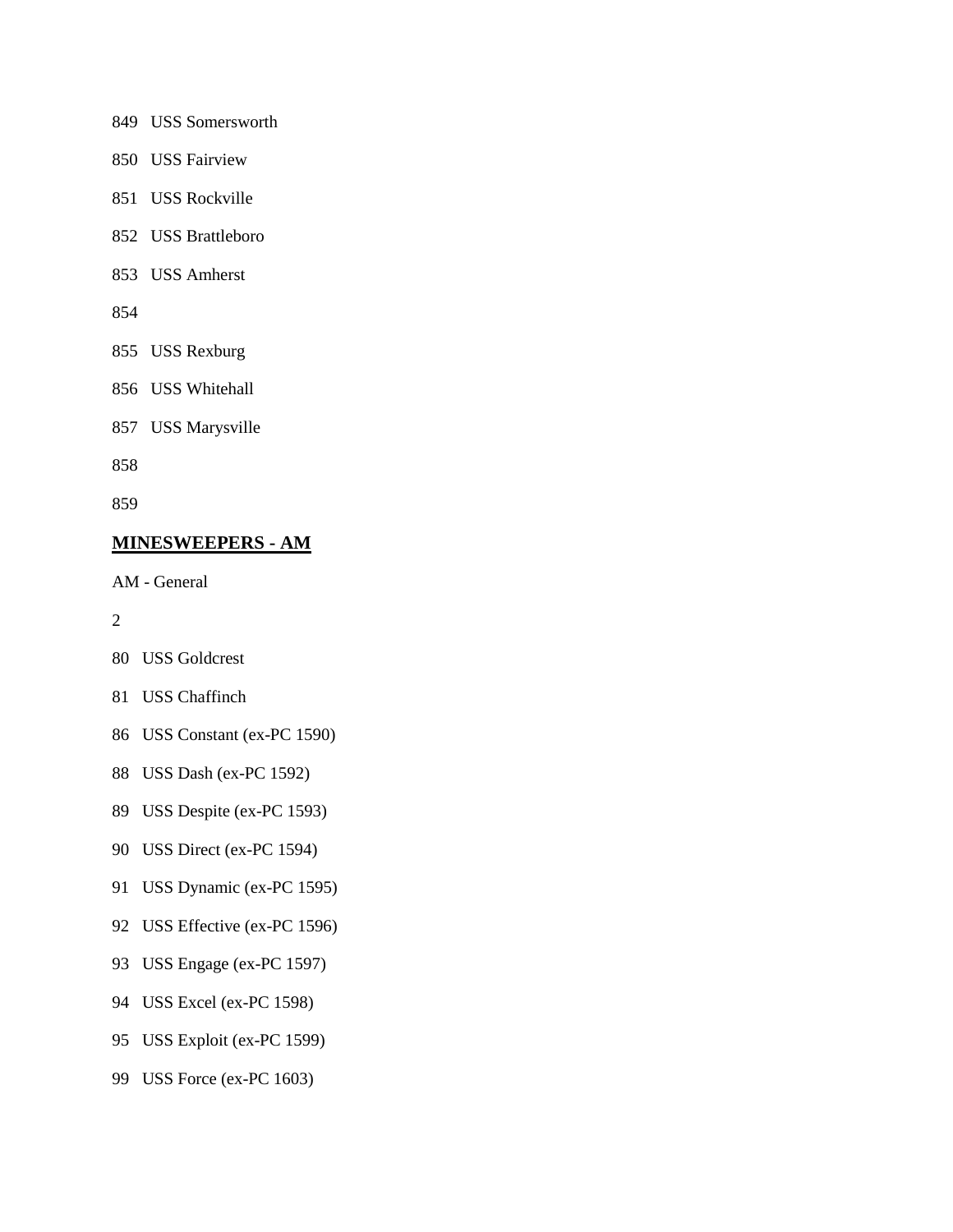849 USS Somersworth

850 USS Fairview

851 USS Rockville

852 USS Brattleboro

853 USS Amherst

854

855 USS Rexburg

856 USS Whitehall

857 USS Marysville

858

859

## **MINESWEEPERS - AM**

AM - General

2

80 USS Goldcrest

81 USS Chaffinch

86 USS Constant (ex-PC 1590)

88 USS Dash (ex-PC 1592)

89 USS Despite (ex-PC 1593)

90 USS Direct (ex-PC 1594)

91 USS Dynamic (ex-PC 1595)

92 USS Effective (ex-PC 1596)

93 USS Engage (ex-PC 1597)

94 USS Excel (ex-PC 1598)

95 USS Exploit (ex-PC 1599)

99 USS Force (ex-PC 1603)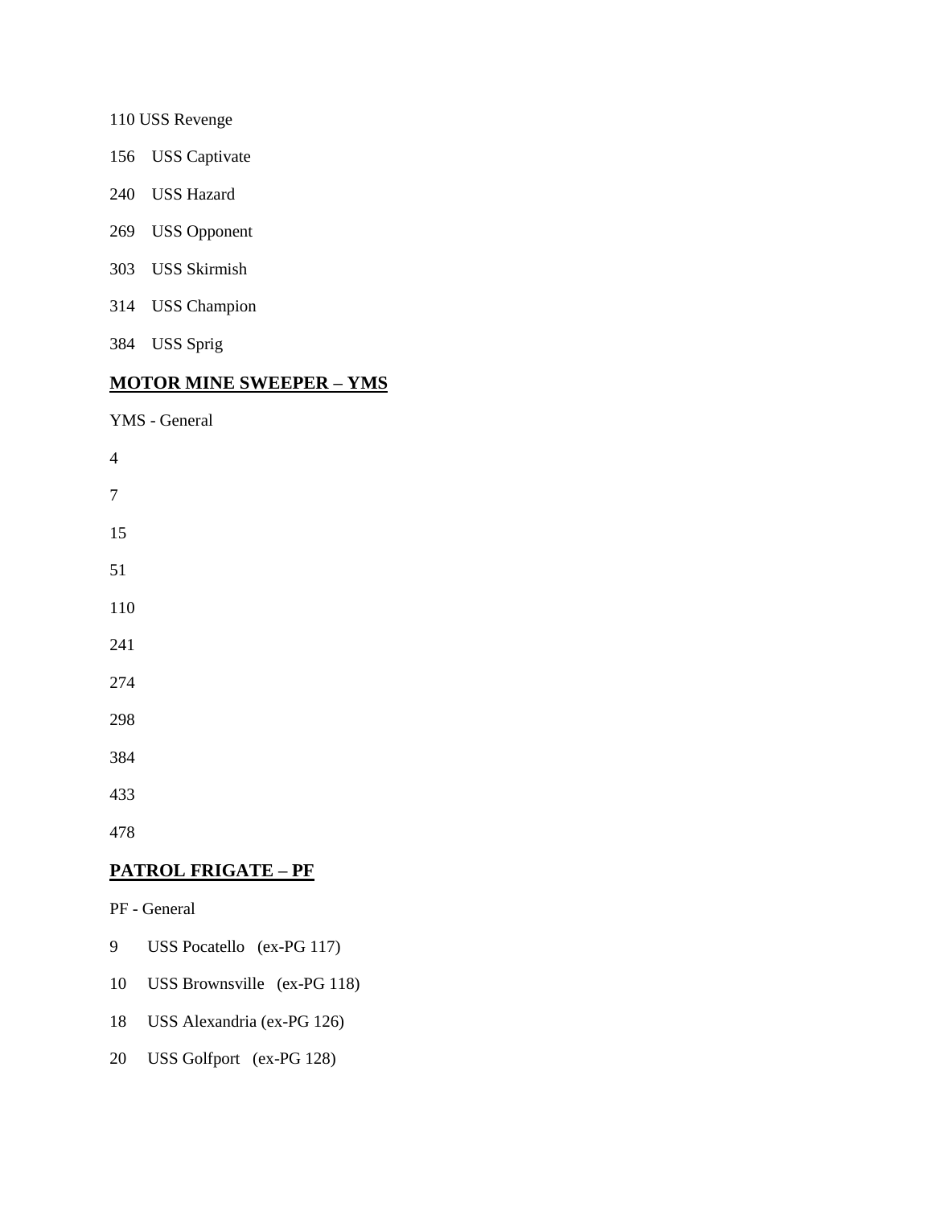110 USS Revenge

156 USS Captivate

240 USS Hazard

269 USS Opponent

303 USS Skirmish

314 USS Champion

384 USS Sprig

## MOTOR MINE SWEEPER – YMS

YMS - General

4

7

15

51

110

241

274

298

384

433

478

## PATROL FRIGATE – PF

PF - General

9 USS Pocatello (ex-PG 117)

10 USS Brownsville (ex-PG 118)

18 USS Alexandria (ex-PG 126)

20 USS Golfport (ex-PG 128)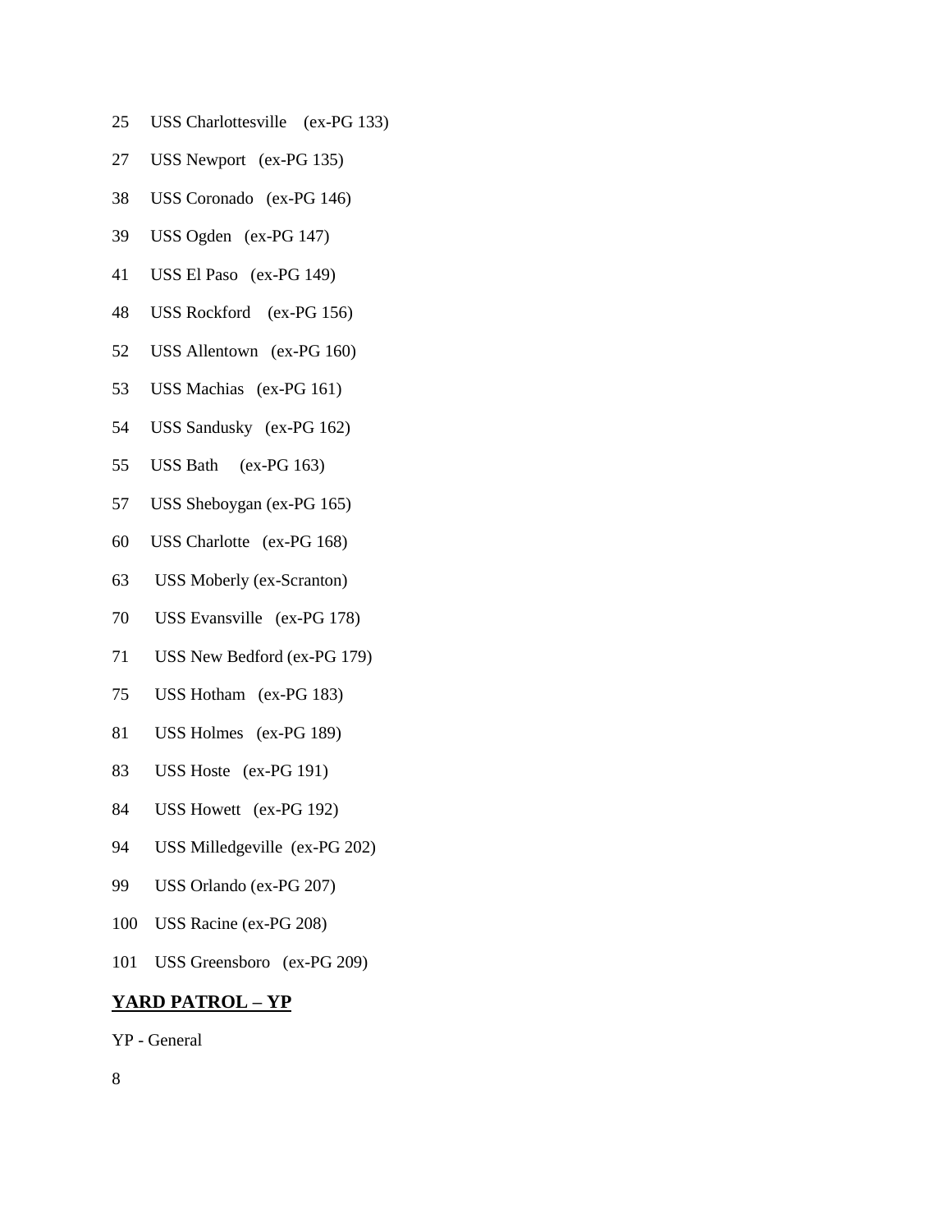25 USS Charlottesville (ex-PG 133)

27 USS Newport (ex-PG 135)

38 USS Coronado (ex-PG 146)

39 USS Ogden (ex-PG 147)

41 USS El Paso (ex-PG 149)

48 USS Rockford (ex-PG 156)

52 USS Allentown (ex-PG 160)

53 USS Machias (ex-PG 161)

54 USS Sandusky (ex-PG 162)

55 USS Bath (ex-PG 163)

57 USS Sheboygan (ex-PG 165)

60 USS Charlotte (ex-PG 168)

63 USS Moberly (ex-Scranton)

70 USS Evansville (ex-PG 178)

71 USS New Bedford (ex-PG 179)

75 USS Hotham (ex-PG 183)

81 USS Holmes (ex-PG 189)

83 USS Hoste (ex-PG 191)

84 USS Howett (ex-PG 192)

94 USS Milledgeville (ex-PG 202)

99 USS Orlando (ex-PG 207)

100 USS Racine (ex-PG 208)

101 USS Greensboro (ex-PG 209)

**YARD PATROL – YP**

YP - General

8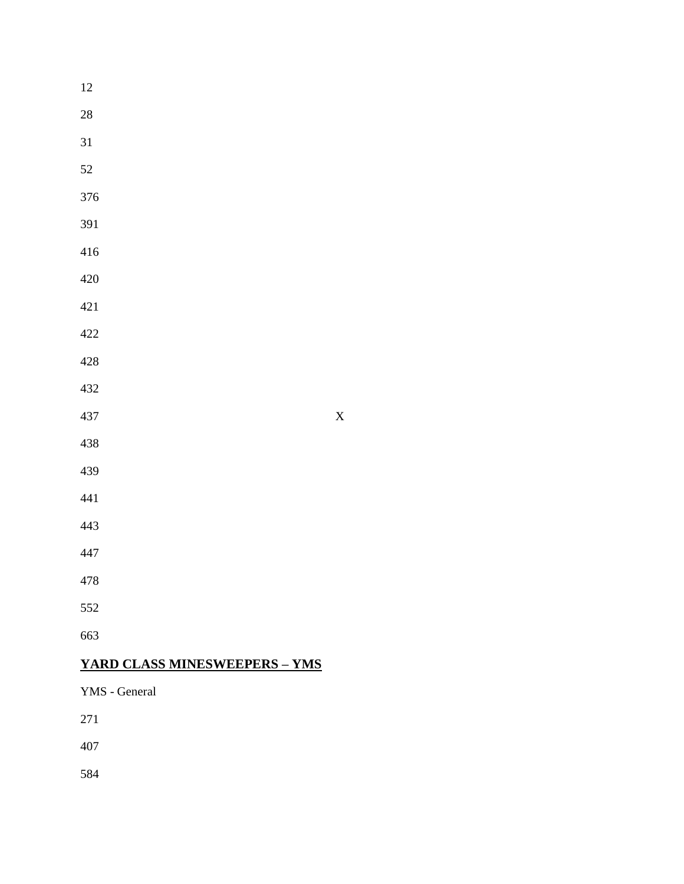12

28

31

52

376

391

416

420

421

422

428

432

437 X

438

439

441

443

447

478

552

663

**<u>YARD CLASS MINESWEEPERS – YMS</u>**

YMS - General

271

407

584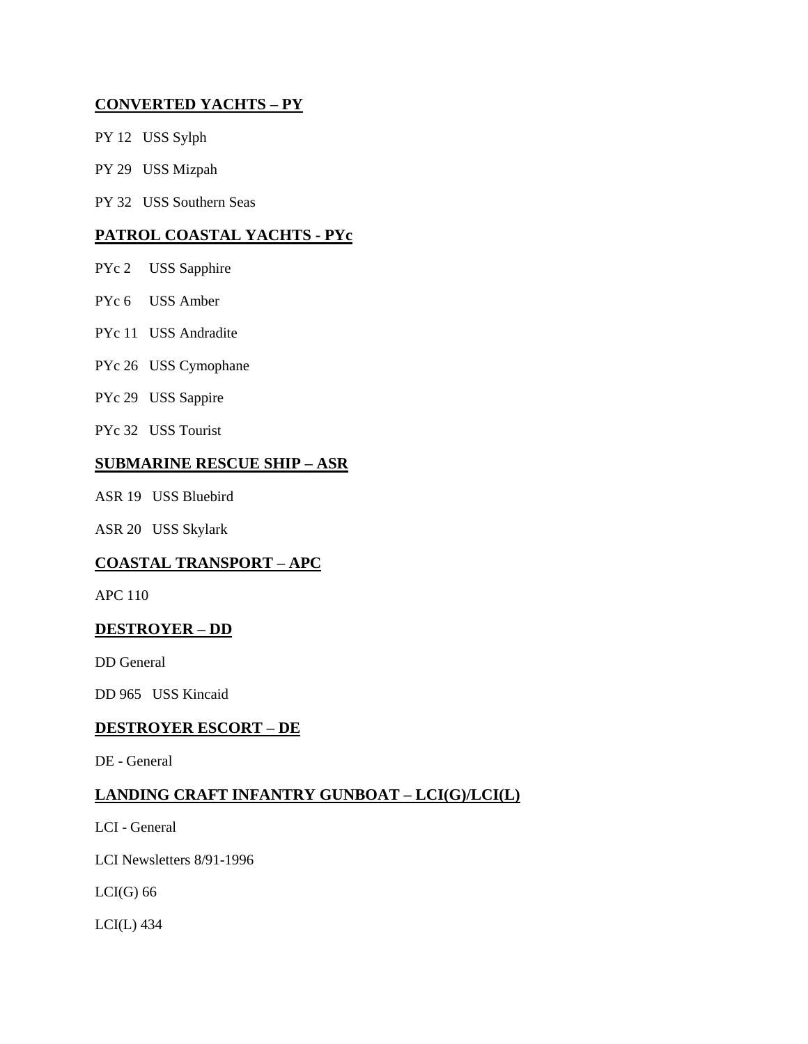## CONVERTED YACHTS – PY

PY 12 USS Sylph

PY 29 USS Mizpah

PY 32 USS Southern Seas

## PATROL COASTAL YACHTS - PYc

PYc 2 USS Sapphire

PYc 6 USS Amber

PYc 11 USS Andradite

PYc 26 USS Cymophane

PYc 29 USS Sappire

PYc 32 USS Tourist

## SUBMARINE RESCUE SHIP – ASR

ASR 19 USS Bluebird

ASR 20 USS Skylark

## COASTAL TRANSPORT – APC

APC 110

## DESTROYER – DD

DD General

DD 965 USS Kincaid

## DESTROYER ESCORT – DE

DE - General

## LANDING CRAFT INFANTRY GUNBOAT – LCI(G)/LCI(L)

LCI - General

LCI Newsletters 8/91-1996

LCI(G) 66

LCI(L) 434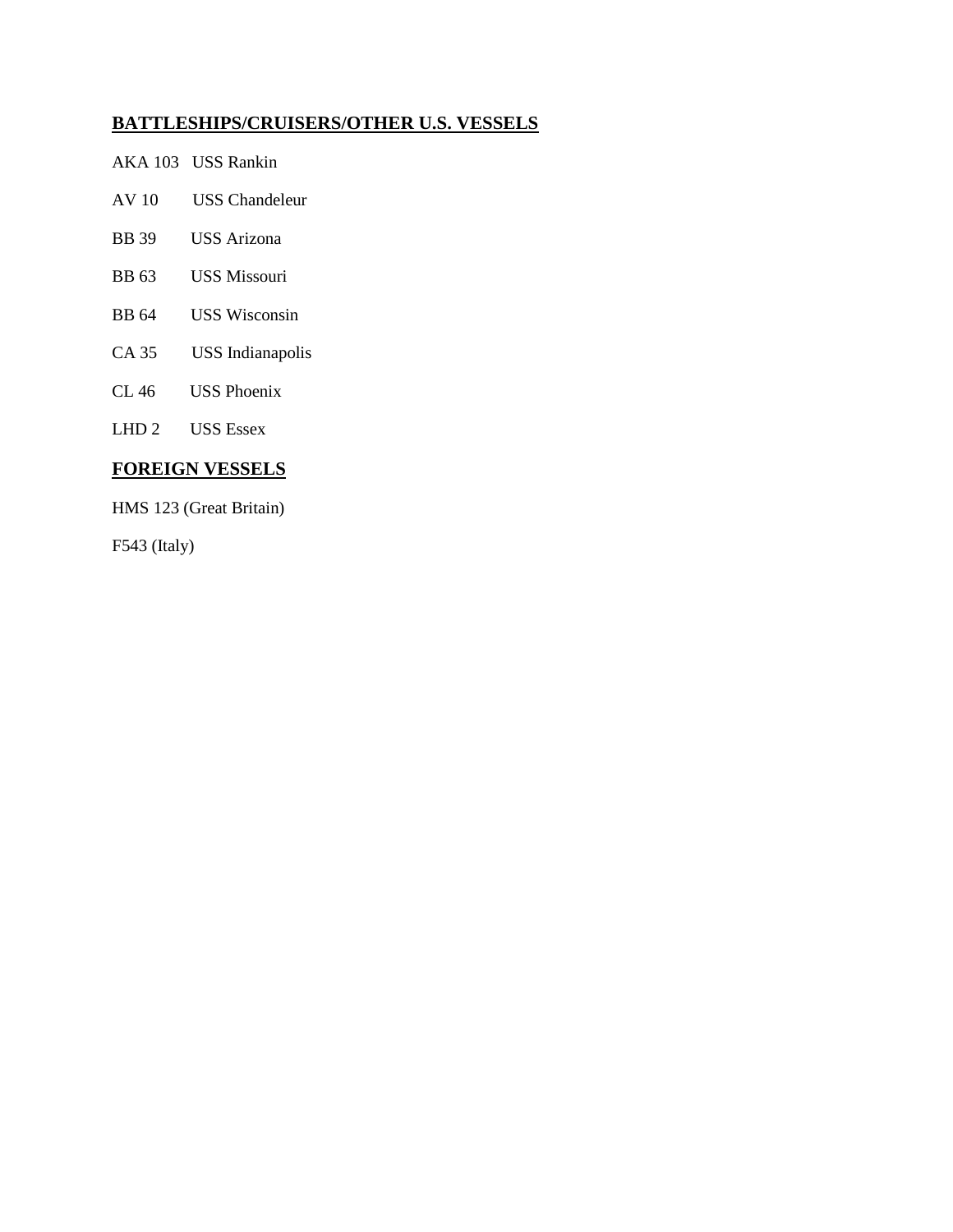**BATTLESHIPS/CRUISERS/OTHER U.S. VESSELS**

AKA 103 USS Rankin

AV 10 USS Chandeleur

BB 39 USS Arizona

BB 63 USS Missouri

BB 64 USS Wisconsin

CA 35 USS Indianapolis

CL 46 USS Phoenix

LHD 2 USS Essex

**FOREIGN VESSELS**

HMS 123 (Great Britain)

F543 (Italy)